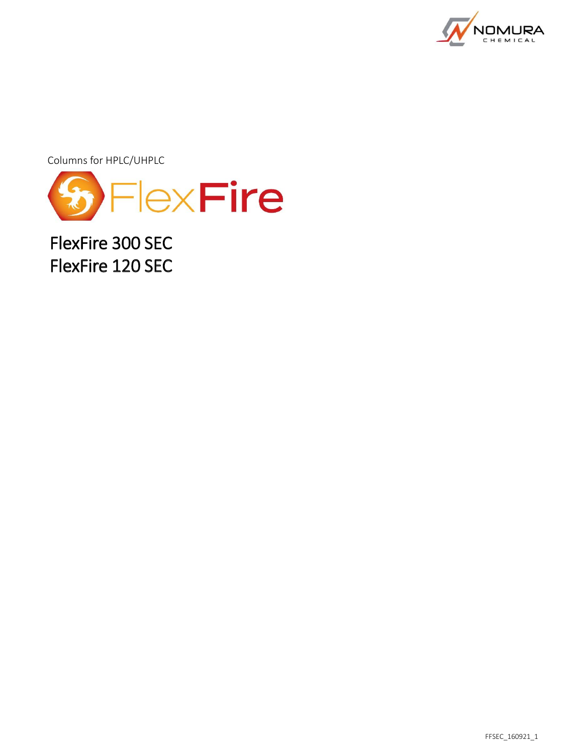NOMURA CHEMICAL

Columns for HPLC/UHPLC

# FlexFire

## FlexFire 300 SEC
## FlexFire 120 SEC

FFSEC_160921_1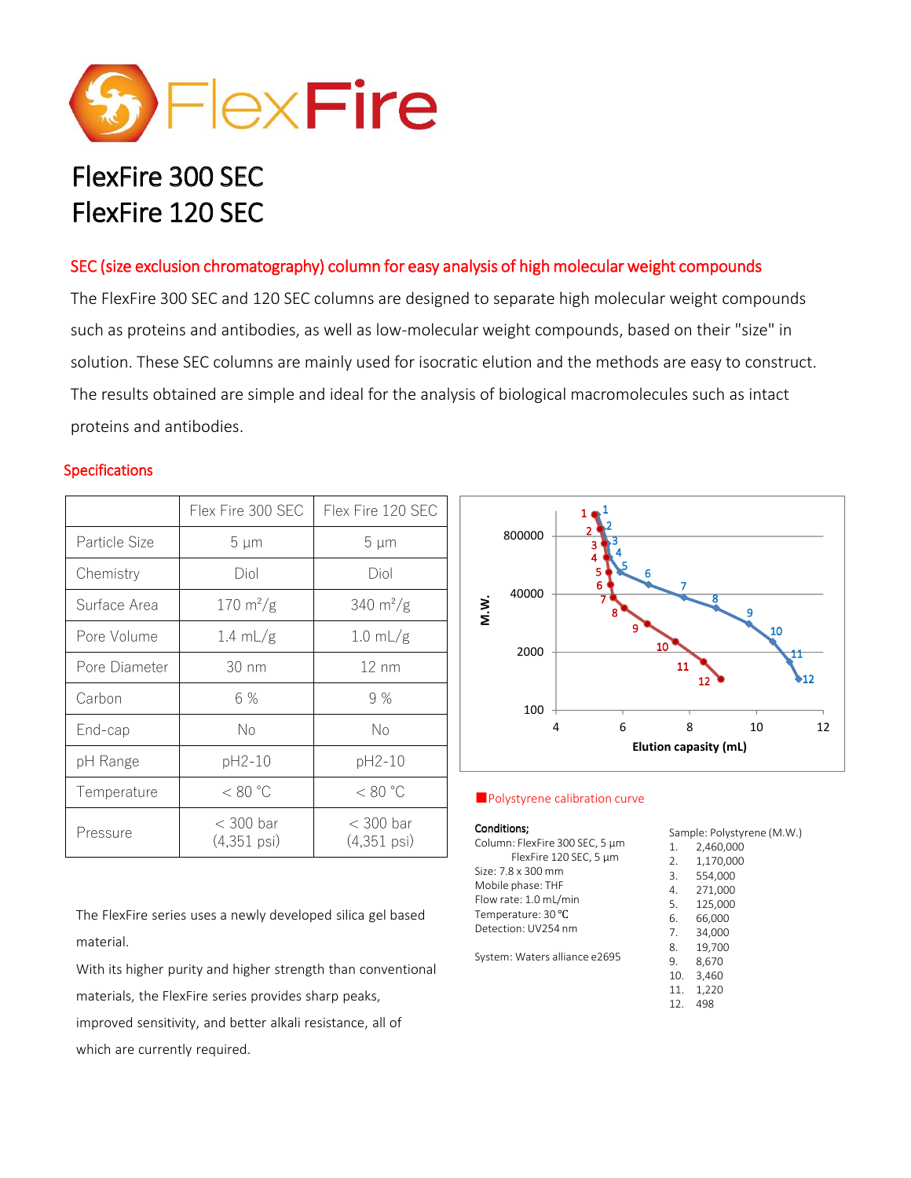# FlexFire 300 SEC
# FlexFire 120 SEC

## SEC (size exclusion chromatography) column for easy analysis of high molecular weight compounds

The FlexFire 300 SEC and 120 SEC columns are designed to separate high molecular weight compounds such as proteins and antibodies, as well as low-molecular weight compounds, based on their "size" in solution. These SEC columns are mainly used for isocratic elution and the methods are easy to construct. The results obtained are simple and ideal for the analysis of biological macromolecules such as intact proteins and antibodies.

### Specifications

| | Flex Fire 300 SEC | Flex Fire 120 SEC |
|---|---|---|
| Particle Size | 5 µm | 5 µm |
| Chemistry | Diol | Diol |
| Surface Area | 170 $m^2/g$ | 340 $m^2/g$ |
| Pore Volume | 1.4 mL/g | 1.0 mL/g |
| Pore Diameter | 30 nm | 12 nm |
| Carbon | 6 % | 9 % |
| End-cap | No | No |
| pH Range | pH2-10 | pH2-10 |
| Temperature | < 80 °C | < 80 °C |
| Pressure | < 300 bar (4,351 psi) | < 300 bar (4,351 psi) |

The FlexFire series uses a newly developed silica gel based material.

With its higher purity and higher strength than conventional materials, the FlexFire series provides sharp peaks, improved sensitivity, and better alkali resistance, all of which are currently required.

Polystyrene calibration curve

**Conditions;**
Column: FlexFire 300 SEC, 5 µm
FlexFire 120 SEC, 5 µm
Size: 7.8 x 300 mm
Mobile phase: THF
Flow rate: 1.0 mL/min
Temperature: 30 ℃
Detection: UV254 nm

System: Waters alliance e2695

Sample: Polystyrene (M.W.)
1. 2,460,000
2. 1,170,000
3. 554,000
4. 271,000
5. 125,000
6. 66,000
7. 34,000
8. 19,700
9. 8,670
10. 3,460
11. 1,220
12. 498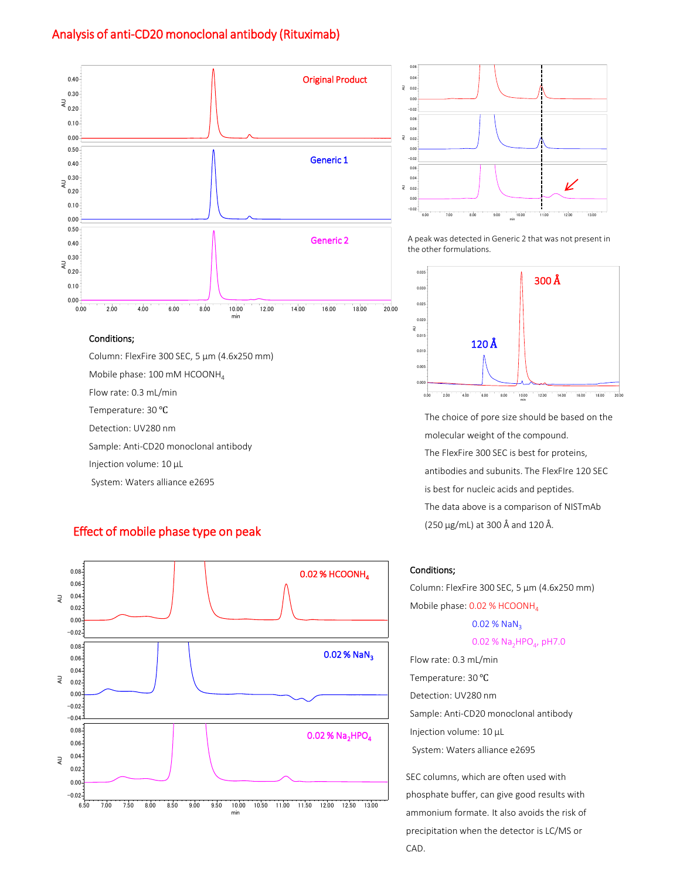## Analysis of anti-CD20 monoclonal antibody (Rituximab)

Original Product

Generic 1

Generic 2

A peak was detected in Generic 2 that was not present in the other formulations.

**Conditions;**

Column: FlexFire 300 SEC, 5 µm (4.6x250 mm)

Mobile phase: 100 mM $HCOONH_4$

Flow rate: 0.3 mL/min

Temperature: 30 ℃

Detection: UV280 nm

Sample: Anti-CD20 monoclonal antibody

Injection volume: 10 µL

System: Waters alliance e2695

300 Å

120 Å

The choice of pore size should be based on the molecular weight of the compound.

The FlexFire 300 SEC is best for proteins, antibodies and subunits. The FlexFIre 120 SEC is best for nucleic acids and peptides.

The data above is a comparison of NISTmAb (250 µg/mL) at 300 Å and 120 Å.

## Effect of mobile phase type on peak

0.02 % $HCOONH_4$

0.02 % $NaN_3$

0.02 % $Na_2HPO_4$

**Conditions;**

Column: FlexFire 300 SEC, 5 µm (4.6x250 mm)

Mobile phase: 0.02 % $HCOONH_4$

0.02 % $NaN_3$

0.02 % $Na_2HPO_4$, pH7.0

Flow rate: 0.3 mL/min

Temperature: 30 ℃

Detection: UV280 nm

Sample: Anti-CD20 monoclonal antibody

Injection volume: 10 µL

System: Waters alliance e2695

SEC columns, which are often used with phosphate buffer, can give good results with ammonium formate. It also avoids the risk of precipitation when the detector is LC/MS or CAD.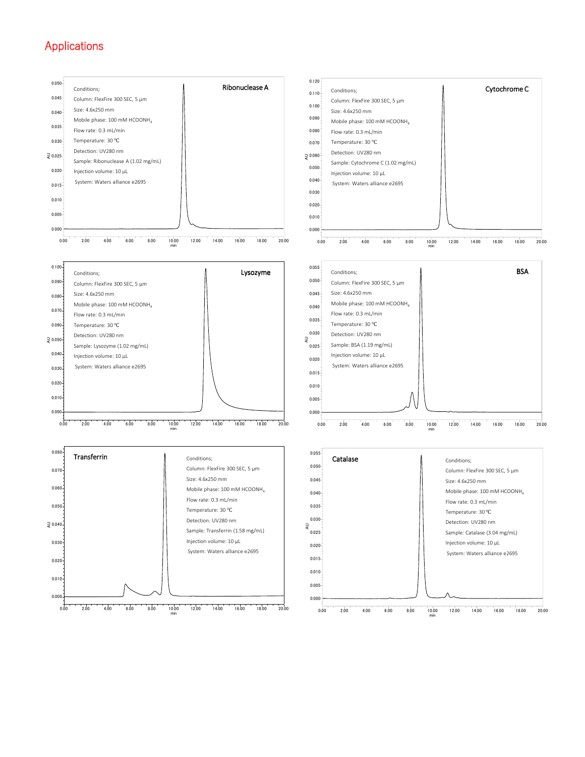# Applications

**Ribonuclease A**

Conditions;

Column: FlexFire 300 SEC, 5 µm

Size: 4.6x250 mm

Mobile phase: 100 mM $HCOONH_4$

Flow rate: 0.3 mL/min

Temperature: 30 ℃

Detection: UV280 nm

Sample: Ribonuclease A (1.02 mg/mL)

Injection volume: 10 µL

System: Waters alliance e2695

**Cytochrome C**

Conditions;

Column: FlexFire 300 SEC, 5 µm

Size: 4.6x250 mm

Mobile phase: 100 mM $HCOONH_4$

Flow rate: 0.3 mL/min

Temperature: 30 ℃

Detection: UV280 nm

Sample: Cytochrome C (1.02 mg/mL)

Injection volume: 10 µL

System: Waters alliance e2695

**Lysozyme**

Conditions;

Column: FlexFire 300 SEC, 5 µm

Size: 4.6x250 mm

Mobile phase: 100 mM $HCOONH_4$

Flow rate: 0.3 mL/min

Temperature: 30 ℃

Detection: UV280 nm

Sample: Lysozyme (1.02 mg/mL)

Injection volume: 10 µL

System: Waters alliance e2695

**BSA**

Conditions;

Column: FlexFire 300 SEC, 5 µm

Size: 4.6x250 mm

Mobile phase: 100 mM $HCOONH_4$

Flow rate: 0.3 mL/min

Temperature: 30 ℃

Detection: UV280 nm

Sample: BSA (1.19 mg/mL)

Injection volume: 10 µL

System: Waters alliance e2695

**Transferrin**

Conditions;

Column: FlexFire 300 SEC, 5 µm

Size: 4.6x250 mm

Mobile phase: 100 mM $HCOONH_4$

Flow rate: 0.3 mL/min

Temperature: 30 ℃

Detection: UV280 nm

Sample: Transferrin (1.58 mg/mL)

Injection volume: 10 µL

System: Waters alliance e2695

**Catalase**

Conditions;

Column: FlexFire 300 SEC, 5 µm

Size: 4.6x250 mm

Mobile phase: 100 mM $HCOONH_4$

Flow rate: 0.3 mL/min

Temperature: 30 ℃

Detection: UV280 nm

Sample: Catalase (3.04 mg/mL)

Injection volume: 10 µL

System: Waters alliance e2695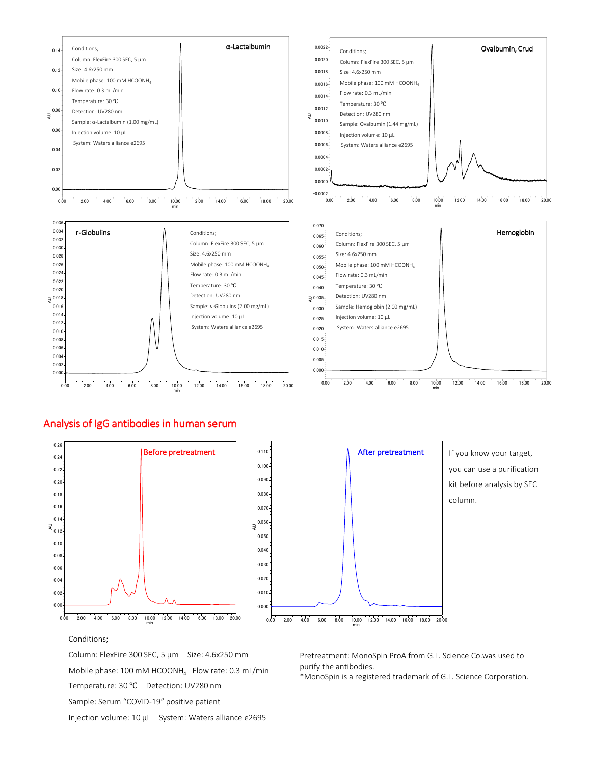Conditions;

Column: FlexFire 300 SEC, 5 µm

Size: 4.6x250 mm

Mobile phase: 100 mM $HCOONH_4$

Flow rate: 0.3 mL/min

Temperature: 30 ℃

Detection: UV280 nm

Sample: α-Lactalbumin (1.00 mg/mL)

Injection volume: 10 µL

System: Waters alliance e2695

**α-Lactalbumin**

Conditions;

Column: FlexFire 300 SEC, 5 µm

Size: 4.6x250 mm

Mobile phase: 100 mM $HCOONH_4$

Flow rate: 0.3 mL/min

Temperature: 30 ℃

Detection: UV280 nm

Sample: Ovalbumin (1.44 mg/mL)

Injection volume: 10 µL

System: Waters alliance e2695

**Ovalbumin, Crud**

**r-Globulins**

Conditions;

Column: FlexFire 300 SEC, 5 µm

Size: 4.6x250 mm

Mobile phase: 100 mM $HCOONH_4$

Flow rate: 0.3 mL/min

Temperature: 30 ℃

Detection: UV280 nm

Sample: γ-Globulins (2.00 mg/mL)

Injection volume: 10 µL

System: Waters alliance e2695

Conditions;

Column: FlexFire 300 SEC, 5 µm

Size: 4.6x250 mm

Mobile phase: 100 mM $HCOONH_4$

Flow rate: 0.3 mL/min

Temperature: 30 ℃

Detection: UV280 nm

Sample: Hemoglobin (2.00 mg/mL)

Injection volume: 10 µL

System: Waters alliance e2695

**Hemoglobin**

## Analysis of IgG antibodies in human serum

Before pretreatment

After pretreatment

If you know your target, you can use a purification kit before analysis by SEC column.

Conditions;

Column: FlexFire 300 SEC, 5 µm    Size: 4.6x250 mm

Mobile phase: 100 mM $HCOONH_4$    Flow rate: 0.3 mL/min

Temperature: 30 ℃    Detection: UV280 nm

Sample: Serum "COVID-19" positive patient

Injection volume: 10 µL    System: Waters alliance e2695

Pretreatment: MonoSpin ProA from G.L. Science Co.was used to purify the antibodies.
*MonoSpin is a registered trademark of G.L. Science Corporation.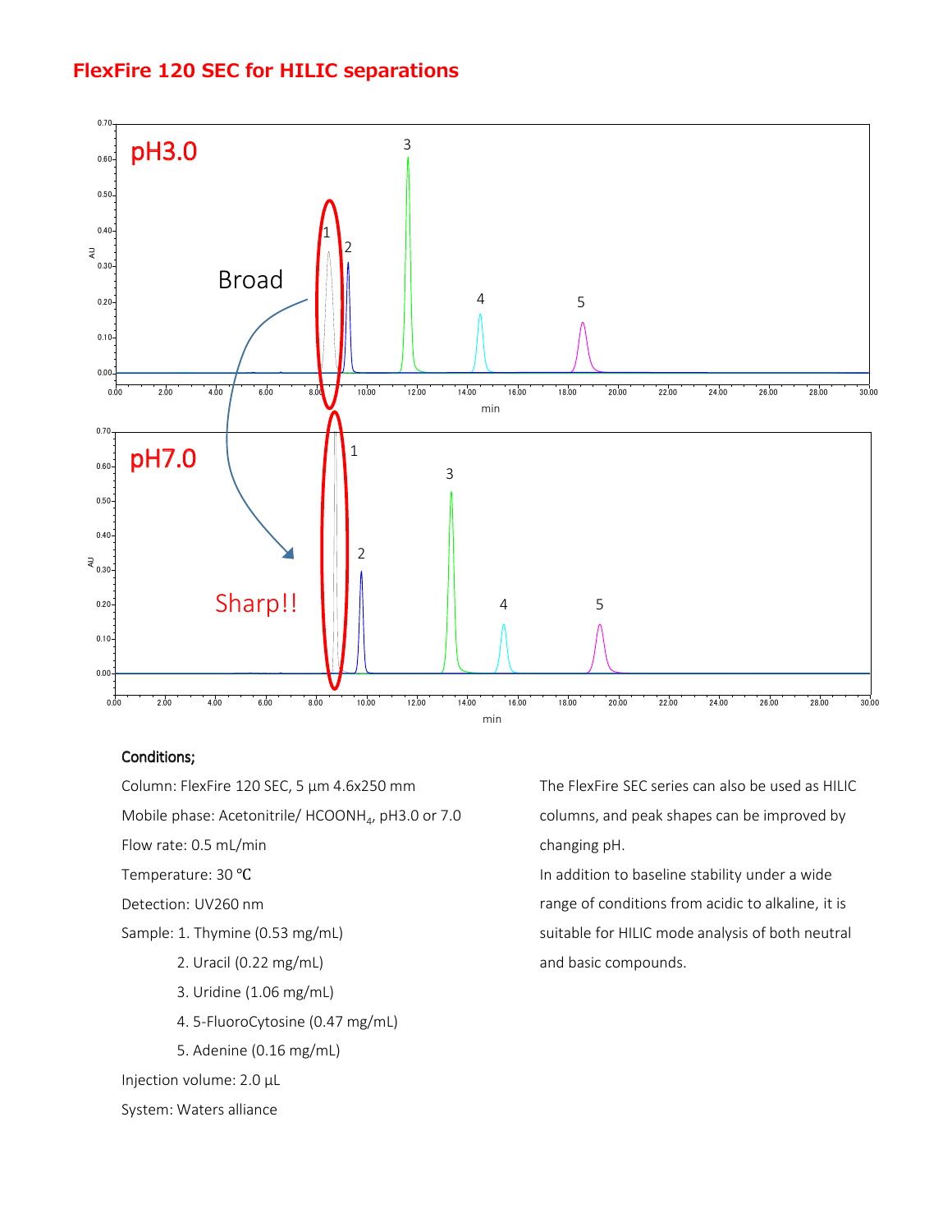# FlexFire 120 SEC for HILIC separations

**Conditions;**

Column: FlexFire 120 SEC, 5 µm 4.6x250 mm

Mobile phase: Acetonitrile/ $HCOONH_4$, pH3.0 or 7.0

Flow rate: 0.5 mL/min

Temperature: 30 ℃

Detection: UV260 nm

Sample: 1. Thymine (0.53 mg/mL)

2. Uracil (0.22 mg/mL)

3. Uridine (1.06 mg/mL)

4. 5-FluoroCytosine (0.47 mg/mL)

5. Adenine (0.16 mg/mL)

Injection volume: 2.0 µL

System: Waters alliance

The FlexFire SEC series can also be used as HILIC columns, and peak shapes can be improved by changing pH.

In addition to baseline stability under a wide range of conditions from acidic to alkaline, it is suitable for HILIC mode analysis of both neutral and basic compounds.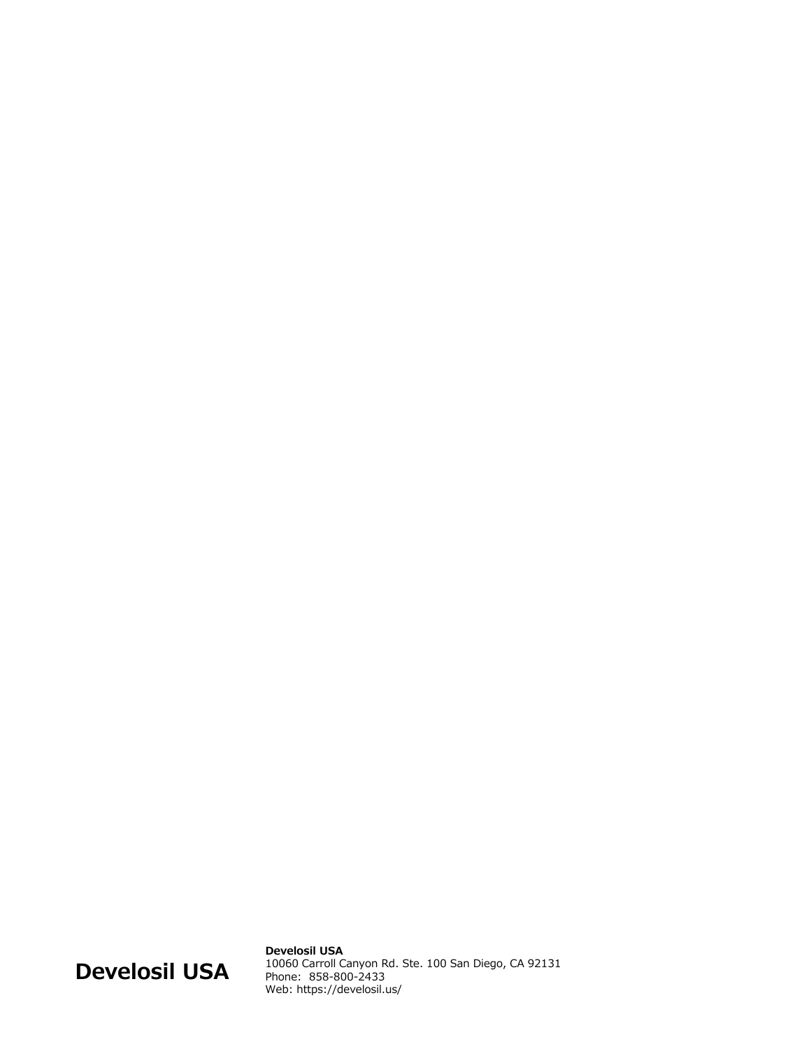**Develosil USA**

**Develosil USA**
10060 Carroll Canyon Rd. Ste. 100 San Diego, CA 92131
Phone: 858-800-2433
Web: https://develosil.us/